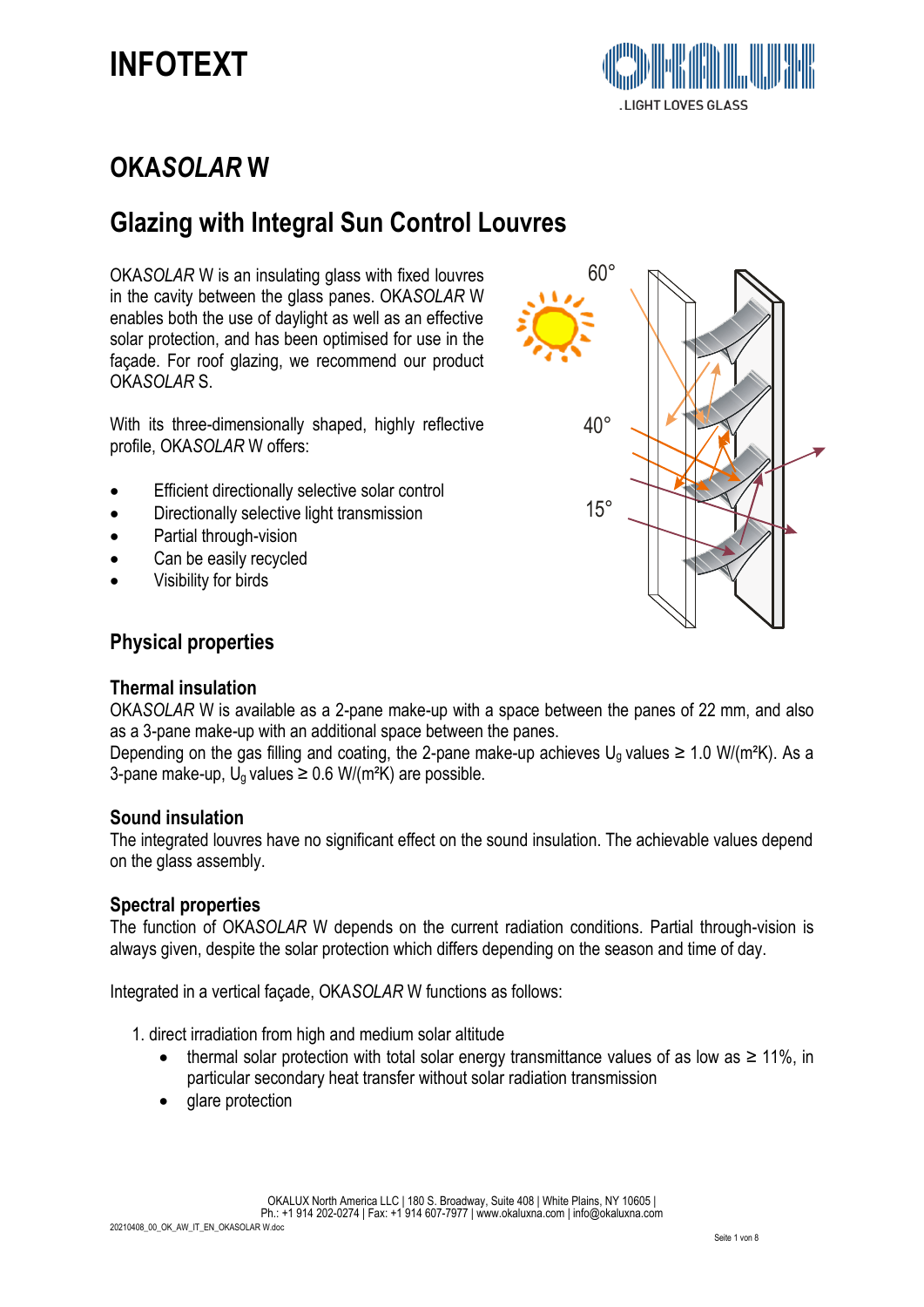# INFOTEXT

## OKA*SOLAR* W

## Glazing with Integral Sun Control Louvres

OKA*SOLAR* W is an insulating glass with fixed louvres in the cavity between the glass panes. OKA*SOLAR* W enables both the use of daylight as well as an effective solar protection, and has been optimised for use in the façade. For roof glazing, we recommend our product OKA*SOLAR* S.

With its three-dimensionally shaped, highly reflective profile, OKA*SOLAR* W offers:

- Efficient directionally selective solar control
- Directionally selective light transmission
- Partial through-vision
- Can be easily recycled
- Visibility for birds

### Physical properties

#### Thermal insulation

OKA*SOLAR* W is available as a 2-pane make-up with a space between the panes of 22 mm, and also as a 3-pane make-up with an additional space between the panes.
Depending on the gas filling and coating, the 2-pane make-up achieves $U_g$ values ≥ 1.0 W/(m²K). As a 3-pane make-up, $U_g$ values ≥ 0.6 W/(m²K) are possible.

#### Sound insulation

The integrated louvres have no significant effect on the sound insulation. The achievable values depend on the glass assembly.

#### Spectral properties

The function of OKA*SOLAR* W depends on the current radiation conditions. Partial through-vision is always given, despite the solar protection which differs depending on the season and time of day.

Integrated in a vertical façade, OKA*SOLAR* W functions as follows:

1. direct irradiation from high and medium solar altitude
   - thermal solar protection with total solar energy transmittance values of as low as ≥ 11%, in particular secondary heat transfer without solar radiation transmission
   - glare protection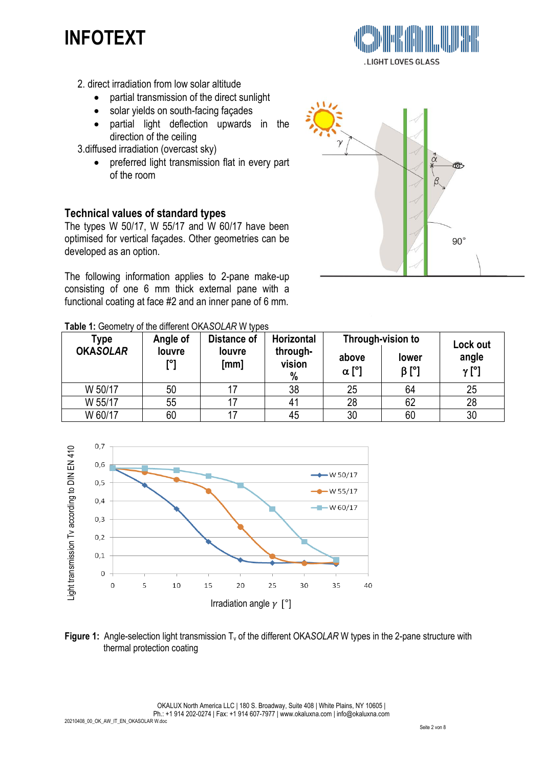2. direct irradiation from low solar altitude
   - partial transmission of the direct sunlight
   - solar yields on south-facing façades
   - partial light deflection upwards in the direction of the ceiling

3. diffused irradiation (overcast sky)
   - preferred light transmission flat in every part of the room

## Technical values of standard types

The types W 50/17, W 55/17 and W 60/17 have been optimised for vertical façades. Other geometries can be developed as an option.

The following information applies to 2-pane make-up consisting of one 6 mm thick external pane with a functional coating at face #2 and an inner pane of 6 mm.

**Table 1:** Geometry of the different OKA*SOLAR* W types

| Type OKASOLAR | Angle of louvre [°] | Distance of louvre [mm] | Horizontal through-vision % | Through-vision to | | Lock out angle $\gamma$ [°] |
|---|---|---|---|---|---|---|
| | | | | above $\alpha$ [°] | lower $\beta$ [°] | |
| W 50/17 | 50 | 17 | 38 | 25 | 64 | 25 |
| W 55/17 | 55 | 17 | 41 | 28 | 62 | 28 |
| W 60/17 | 60 | 17 | 45 | 30 | 60 | 30 |

**Figure 1:** Angle-selection light transmission $T_v$ of the different OKA*SOLAR* W types in the 2-pane structure with thermal protection coating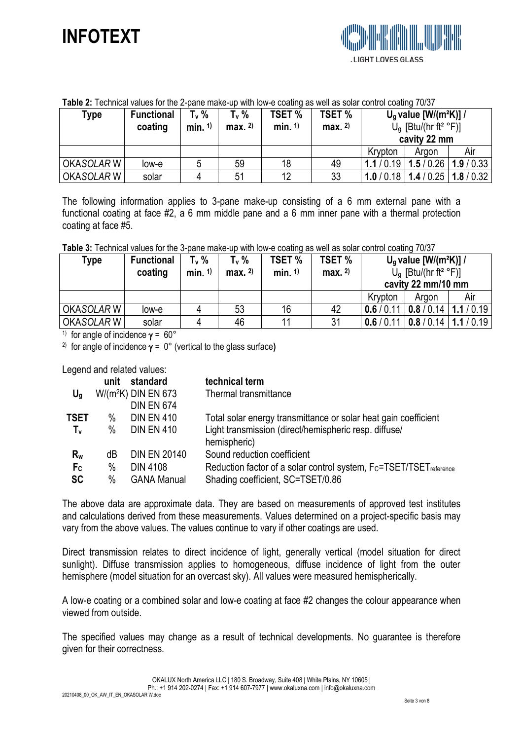**Table 2:** Technical values for the 2-pane make-up with low-e coating as well as solar control coating 70/37

| Type | Functional coating | $T_v$ % min. [1)] | $T_v$ % max. [2)] | TSET % min. [1)] | TSET % max. [2)] | $U_g$ value [W/(m²K)] / $U_g$ [Btu/(hr ft² °F)] cavity 22 mm | | |
|---|---|---|---|---|---|---|---|---|
| | | | | | | Krypton | Argon | Air |
| OKA*SOLAR* W | low-e | 5 | 59 | 18 | 49 | **1.1** / 0.19 | **1.5** / 0.26 | **1.9** / 0.33 |
| OKA*SOLAR* W | solar | 4 | 51 | 12 | 33 | **1.0** / 0.18 | **1.4** / 0.25 | **1.8** / 0.32 |

The following information applies to 3-pane make-up consisting of a 6 mm external pane with a functional coating at face #2, a 6 mm middle pane and a 6 mm inner pane with a thermal protection coating at face #5.

**Table 3:** Technical values for the 3-pane make-up with low-e coating as well as solar control coating 70/37

| Type | Functional coating | $T_v$ % min. [1)] | $T_v$ % max. [2)] | TSET % min. [1)] | TSET % max. [2)] | $U_g$ value [W/(m²K)] / $U_g$ [Btu/(hr ft² °F)] cavity 22 mm/10 mm | | |
|---|---|---|---|---|---|---|---|---|
| | | | | | | Krypton | Argon | Air |
| OKA*SOLAR* W | low-e | 4 | 53 | 16 | 42 | **0.6** / 0.11 | **0.8** / 0.14 | **1.1** / 0.19 |
| OKA*SOLAR* W | solar | 4 | 46 | 11 | 31 | **0.6** / 0.11 | **0.8** / 0.14 | **1.1** / 0.19 |

[1)] for angle of incidence $\gamma$ = 60°

[2)] for angle of incidence $\gamma$ = 0° (vertical to the glass surface**)**

Legend and related values:

| | unit | standard | technical term |
|---|---|---|---|
| $U_g$ | W/(m²K) | DIN EN 673 DIN EN 674 | Thermal transmittance |
| **TSET** | % | DIN EN 410 | Total solar energy transmittance or solar heat gain coefficient |
| $T_v$ | % | DIN EN 410 | Light transmission (direct/hemispheric resp. diffuse/ hemispheric) |
| $R_w$ | dB | DIN EN 20140 | Sound reduction coefficient |
| $F_C$ | % | DIN 4108 | Reduction factor of a solar control system, $F_C$=TSET/TSET$_{reference}$ |
| **SC** | % | GANA Manual | Shading coefficient, SC=TSET/0.86 |

The above data are approximate data. They are based on measurements of approved test institutes and calculations derived from these measurements. Values determined on a project-specific basis may vary from the above values. The values continue to vary if other coatings are used.

Direct transmission relates to direct incidence of light, generally vertical (model situation for direct sunlight). Diffuse transmission applies to homogeneous, diffuse incidence of light from the outer hemisphere (model situation for an overcast sky). All values were measured hemispherically.

A low-e coating or a combined solar and low-e coating at face #2 changes the colour appearance when viewed from outside.

The specified values may change as a result of technical developments. No guarantee is therefore given for their correctness.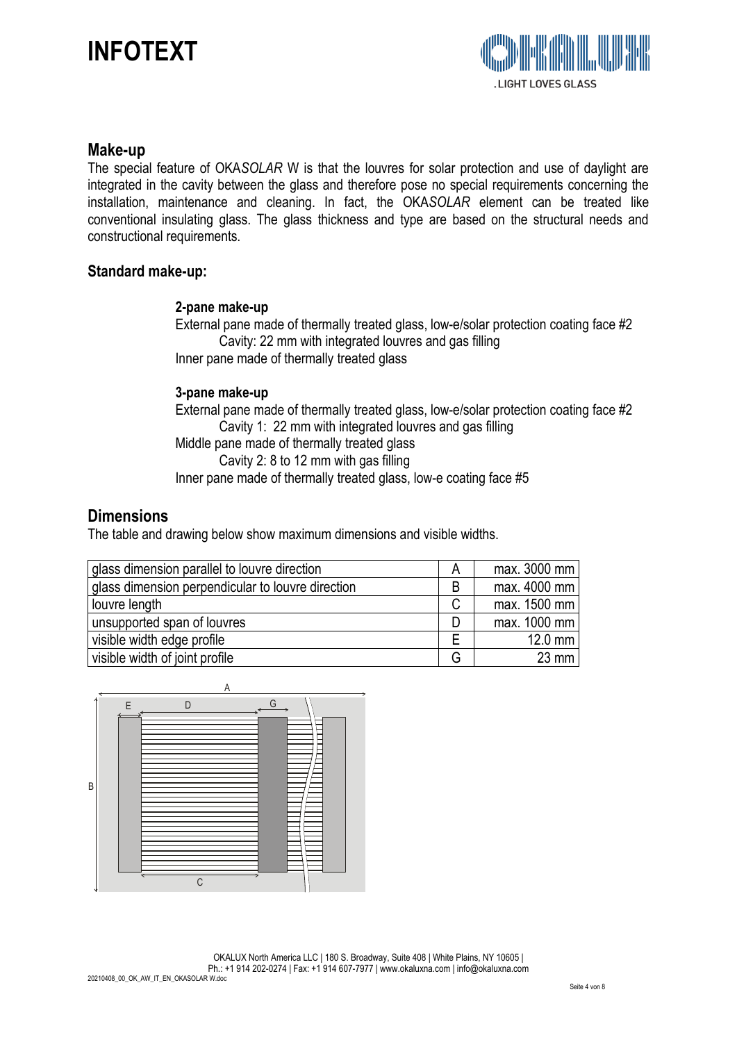## Make-up

The special feature of OKA*SOLAR* W is that the louvres for solar protection and use of daylight are integrated in the cavity between the glass and therefore pose no special requirements concerning the installation, maintenance and cleaning. In fact, the OKA*SOLAR* element can be treated like conventional insulating glass. The glass thickness and type are based on the structural needs and constructional requirements.

### Standard make-up:

**2-pane make-up**

External pane made of thermally treated glass, low-e/solar protection coating face #2
Cavity: 22 mm with integrated louvres and gas filling
Inner pane made of thermally treated glass

**3-pane make-up**

External pane made of thermally treated glass, low-e/solar protection coating face #2
Cavity 1: 22 mm with integrated louvres and gas filling
Middle pane made of thermally treated glass
Cavity 2: 8 to 12 mm with gas filling
Inner pane made of thermally treated glass, low-e coating face #5

## Dimensions

The table and drawing below show maximum dimensions and visible widths.

| | | |
|---|---|---|
| glass dimension parallel to louvre direction | A | max. 3000 mm |
| glass dimension perpendicular to louvre direction | B | max. 4000 mm |
| louvre length | C | max. 1500 mm |
| unsupported span of louvres | D | max. 1000 mm |
| visible width edge profile | E | 12.0 mm |
| visible width of joint profile | G | 23 mm |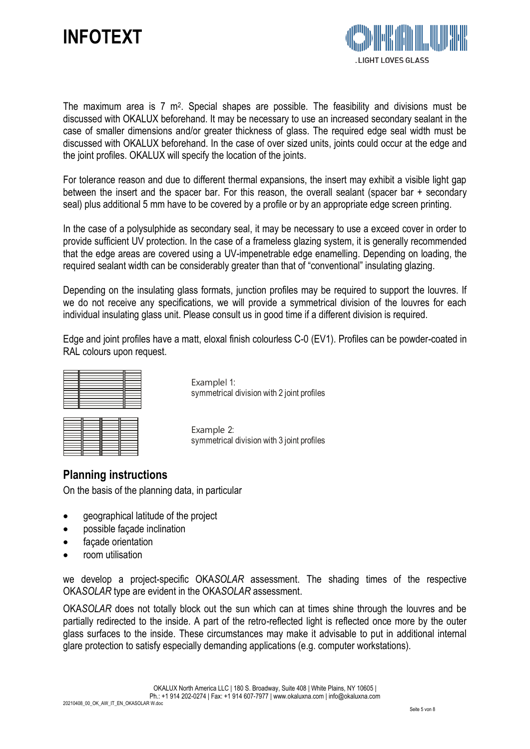The maximum area is 7 m². Special shapes are possible. The feasibility and divisions must be discussed with OKALUX beforehand. It may be necessary to use an increased secondary sealant in the case of smaller dimensions and/or greater thickness of glass. The required edge seal width must be discussed with OKALUX beforehand. In the case of over sized units, joints could occur at the edge and the joint profiles. OKALUX will specify the location of the joints.

For tolerance reason and due to different thermal expansions, the insert may exhibit a visible light gap between the insert and the spacer bar. For this reason, the overall sealant (spacer bar + secondary seal) plus additional 5 mm have to be covered by a profile or by an appropriate edge screen printing.

In the case of a polysulphide as secondary seal, it may be necessary to use a exceed cover in order to provide sufficient UV protection. In the case of a frameless glazing system, it is generally recommended that the edge areas are covered using a UV-impenetrable edge enamelling. Depending on loading, the required sealant width can be considerably greater than that of "conventional" insulating glazing.

Depending on the insulating glass formats, junction profiles may be required to support the louvres. If we do not receive any specifications, we will provide a symmetrical division of the louvres for each individual insulating glass unit. Please consult us in good time if a different division is required.

Edge and joint profiles have a matt, eloxal finish colourless C-0 (EV1). Profiles can be powder-coated in RAL colours upon request.

Examplel 1:
symmetrical division with 2 joint profiles

Example 2:
symmetrical division with 3 joint profiles

## Planning instructions

On the basis of the planning data, in particular

- geographical latitude of the project
- possible façade inclination
- façade orientation
- room utilisation

we develop a project-specific OKA*SOLAR* assessment. The shading times of the respective OKA*SOLAR* type are evident in the OKA*SOLAR* assessment.

OKA*SOLAR* does not totally block out the sun which can at times shine through the louvres and be partially redirected to the inside. A part of the retro-reflected light is reflected once more by the outer glass surfaces to the inside. These circumstances may make it advisable to put in additional internal glare protection to satisfy especially demanding applications (e.g. computer workstations).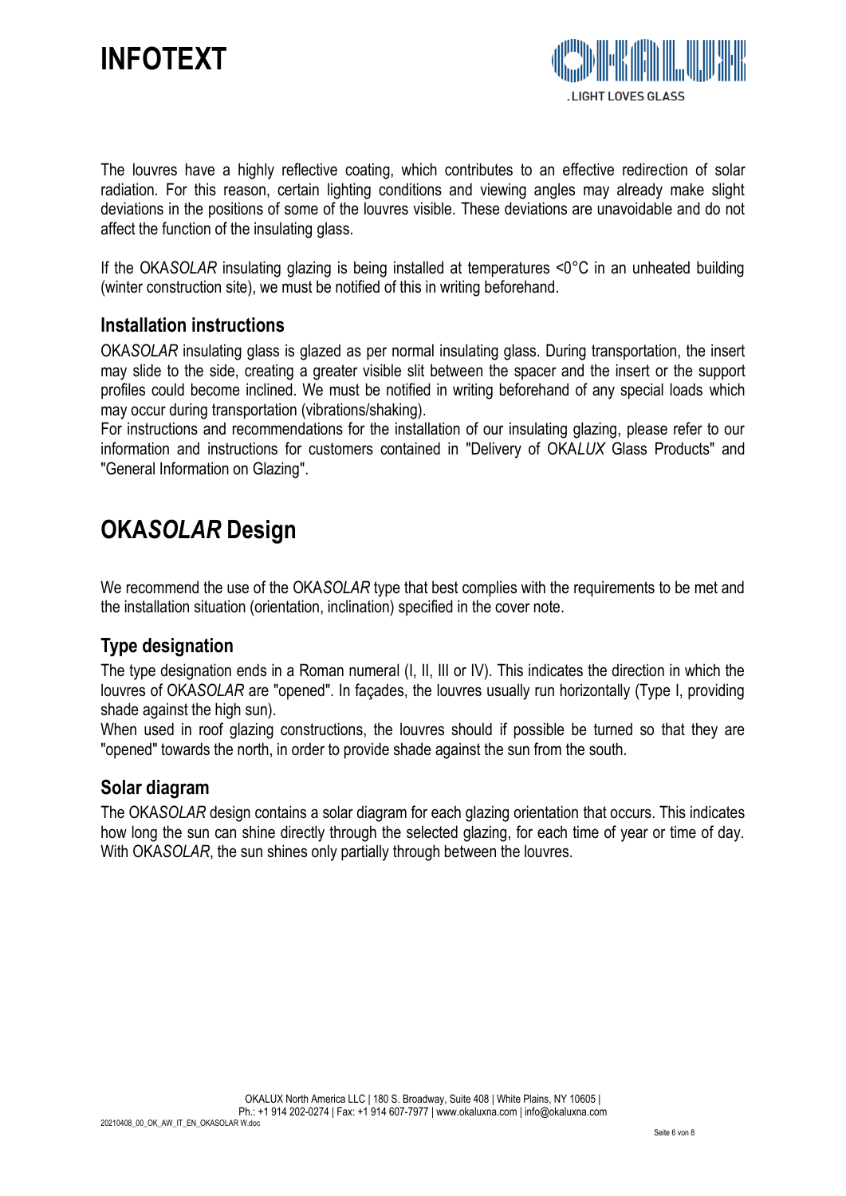The louvres have a highly reflective coating, which contributes to an effective redirection of solar radiation. For this reason, certain lighting conditions and viewing angles may already make slight deviations in the positions of some of the louvres visible. These deviations are unavoidable and do not affect the function of the insulating glass.

If the OKA*SOLAR* insulating glazing is being installed at temperatures <0°C in an unheated building (winter construction site), we must be notified of this in writing beforehand.

### Installation instructions

OKA*SOLAR* insulating glass is glazed as per normal insulating glass. During transportation, the insert may slide to the side, creating a greater visible slit between the spacer and the insert or the support profiles could become inclined. We must be notified in writing beforehand of any special loads which may occur during transportation (vibrations/shaking).

For instructions and recommendations for the installation of our insulating glazing, please refer to our information and instructions for customers contained in "Delivery of OKA*LUX* Glass Products" and "General Information on Glazing".

## OKA*SOLAR* Design

We recommend the use of the OKA*SOLAR* type that best complies with the requirements to be met and the installation situation (orientation, inclination) specified in the cover note.

### Type designation

The type designation ends in a Roman numeral (I, II, III or IV). This indicates the direction in which the louvres of OKA*SOLAR* are "opened". In façades, the louvres usually run horizontally (Type I, providing shade against the high sun).

When used in roof glazing constructions, the louvres should if possible be turned so that they are "opened" towards the north, in order to provide shade against the sun from the south.

### Solar diagram

The OKA*SOLAR* design contains a solar diagram for each glazing orientation that occurs. This indicates how long the sun can shine directly through the selected glazing, for each time of year or time of day. With OKA*SOLAR*, the sun shines only partially through between the louvres.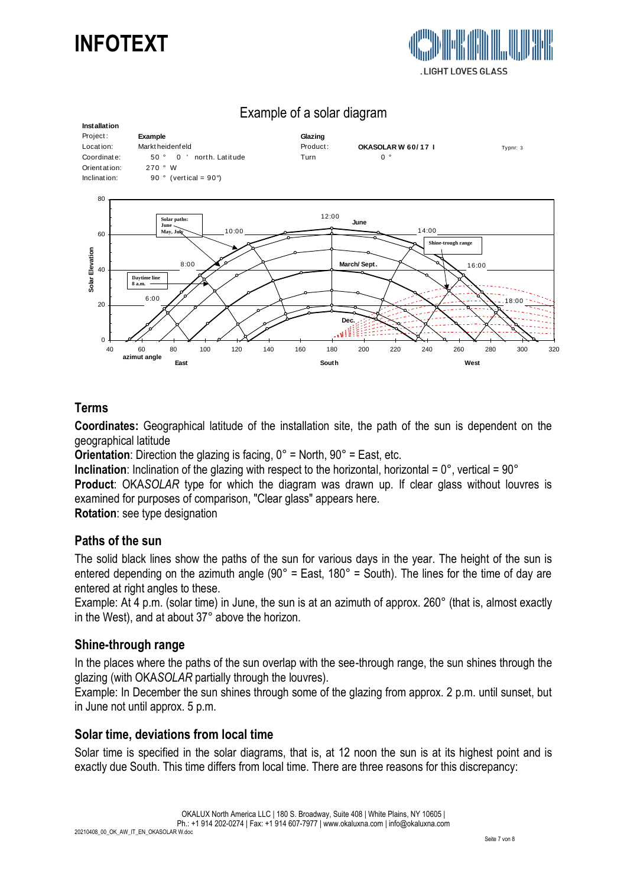# INFOTEXT

## Example of a solar diagram

**Installation**

| | | | | | |
|---|---|---|---|---|---|
| Project: | **Example** | **Glazing** | | | |
| Location: | Marktheidenfeld | Product: | **OKASOLAR W 60/17 I** | Typnr: 3 |
| Coordinate: | 50 ° 0 ' north. Latitude | Turn | 0 ° | |
| Orientation: | 270 ° W | | | |
| Inclination: | 90 ° (vertical = 90°) | | | |

## Terms

**Coordinates:** Geographical latitude of the installation site, the path of the sun is dependent on the geographical latitude
**Orientation**: Direction the glazing is facing, 0° = North, 90° = East, etc.
**Inclination**: Inclination of the glazing with respect to the horizontal, horizontal = 0°, vertical = 90°
**Product**: OKA*SOLAR* type for which the diagram was drawn up. If clear glass without louvres is examined for purposes of comparison, "Clear glass" appears here.
**Rotation**: see type designation

## Paths of the sun

The solid black lines show the paths of the sun for various days in the year. The height of the sun is entered depending on the azimuth angle (90° = East, 180° = South). The lines for the time of day are entered at right angles to these.
Example: At 4 p.m. (solar time) in June, the sun is at an azimuth of approx. 260° (that is, almost exactly in the West), and at about 37° above the horizon.

## Shine-through range

In the places where the paths of the sun overlap with the see-through range, the sun shines through the glazing (with OKA*SOLAR* partially through the louvres).
Example: In December the sun shines through some of the glazing from approx. 2 p.m. until sunset, but in June not until approx. 5 p.m.

## Solar time, deviations from local time

Solar time is specified in the solar diagrams, that is, at 12 noon the sun is at its highest point and is exactly due South. This time differs from local time. There are three reasons for this discrepancy:

OKALUX North America LLC | 180 S. Broadway, Suite 408 | White Plains, NY 10605 |
Ph.: +1 914 202-0274 | Fax: +1 914 607-7977 | www.okaluxna.com | info@okaluxna.com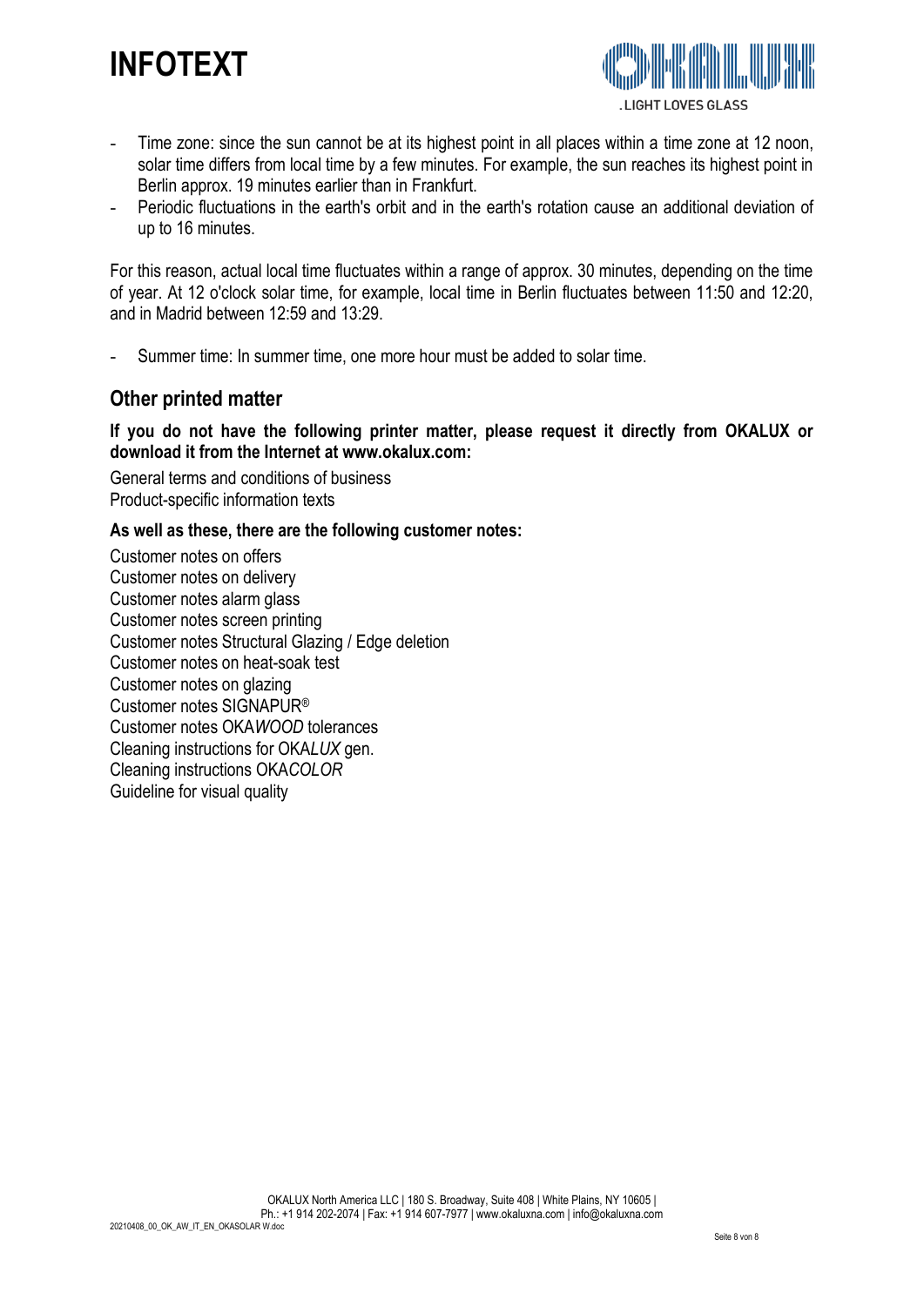- Time zone: since the sun cannot be at its highest point in all places within a time zone at 12 noon, solar time differs from local time by a few minutes. For example, the sun reaches its highest point in Berlin approx. 19 minutes earlier than in Frankfurt.
- Periodic fluctuations in the earth's orbit and in the earth's rotation cause an additional deviation of up to 16 minutes.

For this reason, actual local time fluctuates within a range of approx. 30 minutes, depending on the time of year. At 12 o'clock solar time, for example, local time in Berlin fluctuates between 11:50 and 12:20, and in Madrid between 12:59 and 13:29.

- Summer time: In summer time, one more hour must be added to solar time.

## Other printed matter

**If you do not have the following printer matter, please request it directly from OKALUX or download it from the Internet at www.okalux.com:**

General terms and conditions of business
Product-specific information texts

**As well as these, there are the following customer notes:**

Customer notes on offers
Customer notes on delivery
Customer notes alarm glass
Customer notes screen printing
Customer notes Structural Glazing / Edge deletion
Customer notes on heat-soak test
Customer notes on glazing
Customer notes SIGNAPUR®
Customer notes OKA*WOOD* tolerances
Cleaning instructions for OKA*LUX* gen.
Cleaning instructions OKA*COLOR*
Guideline for visual quality